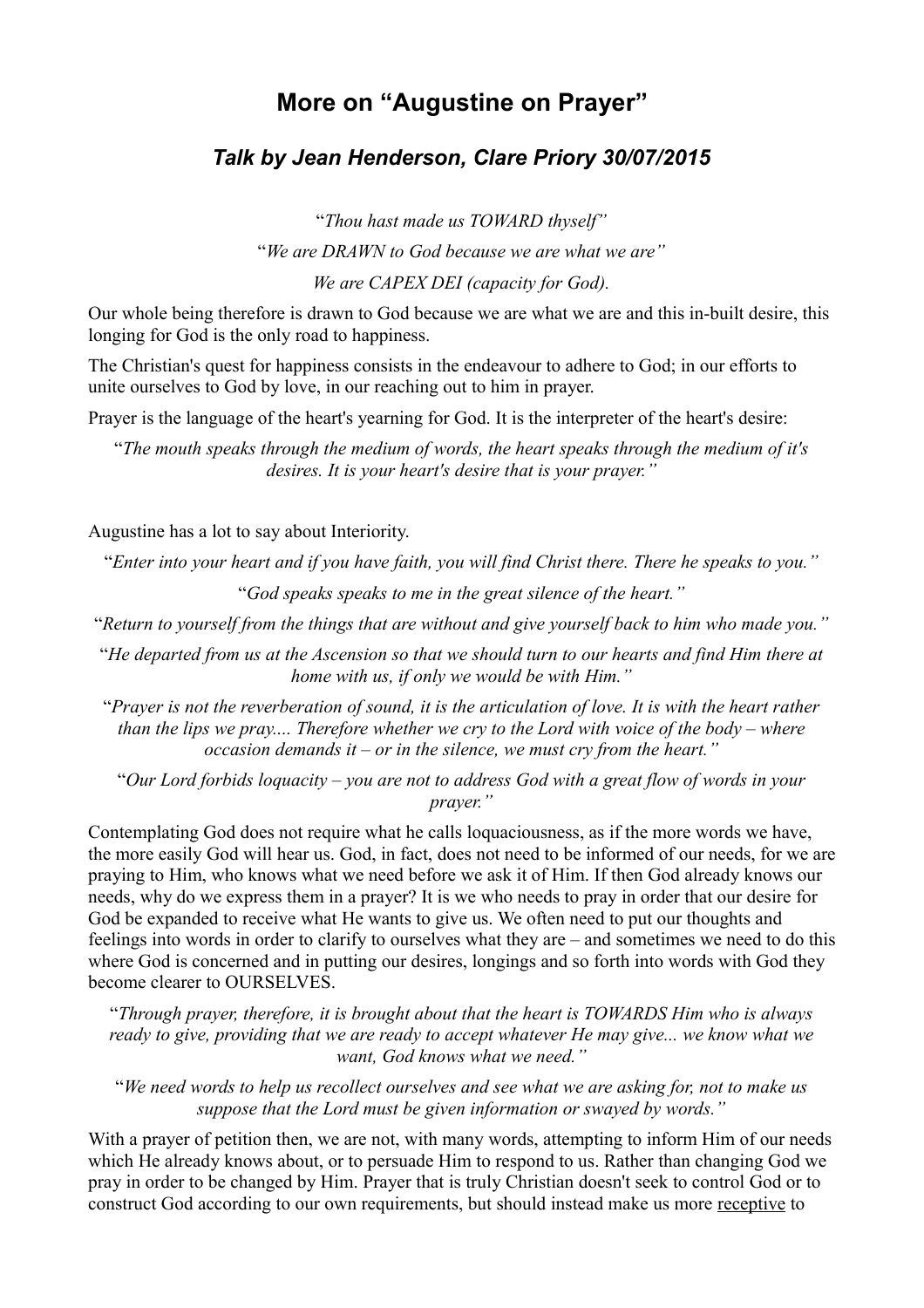# More on "Augustine on Prayer"

## *Talk by Jean Henderson, Clare Priory 30/07/2015*

"*Thou hast made us TOWARD thyself"*

"*We are DRAWN to God because we are what we are"*

*We are CAPEX DEI (capacity for God).*

Our whole being therefore is drawn to God because we are what we are and this in-built desire, this longing for God is the only road to happiness.

The Christian's quest for happiness consists in the endeavour to adhere to God; in our efforts to unite ourselves to God by love, in our reaching out to him in prayer.

Prayer is the language of the heart's yearning for God. It is the interpreter of the heart's desire:

"*The mouth speaks through the medium of words, the heart speaks through the medium of it's desires. It is your heart's desire that is your prayer."*

Augustine has a lot to say about Interiority.

"*Enter into your heart and if you have faith, you will find Christ there. There he speaks to you."*

"*God speaks speaks to me in the great silence of the heart."*

"*Return to yourself from the things that are without and give yourself back to him who made you."*

"*He departed from us at the Ascension so that we should turn to our hearts and find Him there at home with us, if only we would be with Him."*

"*Prayer is not the reverberation of sound, it is the articulation of love. It is with the heart rather than the lips we pray.... Therefore whether we cry to the Lord with voice of the body – where occasion demands it – or in the silence, we must cry from the heart."*

"*Our Lord forbids loquacity – you are not to address God with a great flow of words in your prayer."*

Contemplating God does not require what he calls loquaciousness, as if the more words we have, the more easily God will hear us. God, in fact, does not need to be informed of our needs, for we are praying to Him, who knows what we need before we ask it of Him. If then God already knows our needs, why do we express them in a prayer? It is we who needs to pray in order that our desire for God be expanded to receive what He wants to give us. We often need to put our thoughts and feelings into words in order to clarify to ourselves what they are – and sometimes we need to do this where God is concerned and in putting our desires, longings and so forth into words with God they become clearer to OURSELVES.

"*Through prayer, therefore, it is brought about that the heart is TOWARDS Him who is always ready to give, providing that we are ready to accept whatever He may give... we know what we want, God knows what we need."*

"*We need words to help us recollect ourselves and see what we are asking for, not to make us suppose that the Lord must be given information or swayed by words."*

With a prayer of petition then, we are not, with many words, attempting to inform Him of our needs which He already knows about, or to persuade Him to respond to us. Rather than changing God we pray in order to be changed by Him. Prayer that is truly Christian doesn't seek to control God or to construct God according to our own requirements, but should instead make us more receptive to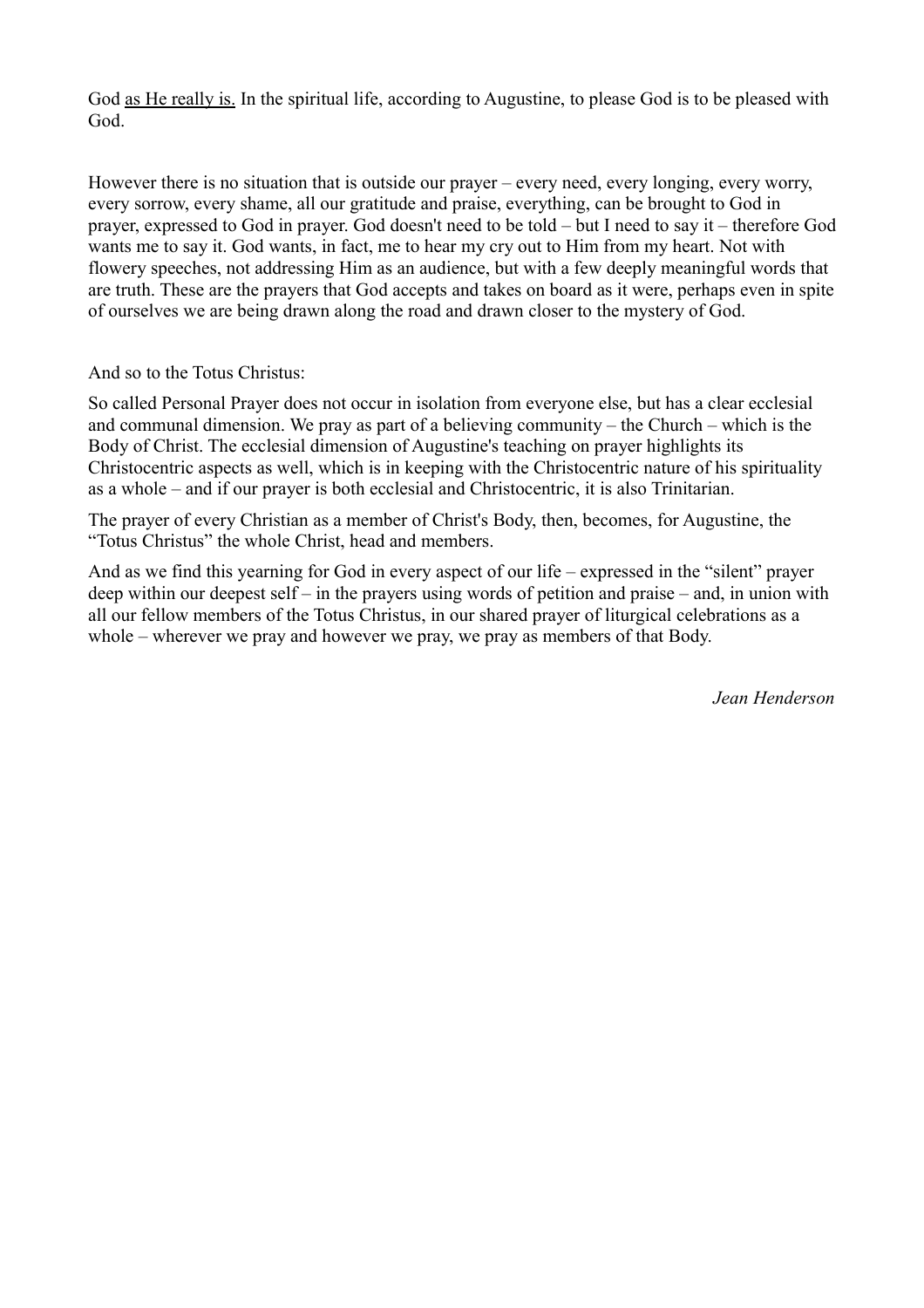God <u>as He really is.</u> In the spiritual life, according to Augustine, to please God is to be pleased with God.

However there is no situation that is outside our prayer – every need, every longing, every worry, every sorrow, every shame, all our gratitude and praise, everything, can be brought to God in prayer, expressed to God in prayer. God doesn't need to be told – but I need to say it – therefore God wants me to say it. God wants, in fact, me to hear my cry out to Him from my heart. Not with flowery speeches, not addressing Him as an audience, but with a few deeply meaningful words that are truth. These are the prayers that God accepts and takes on board as it were, perhaps even in spite of ourselves we are being drawn along the road and drawn closer to the mystery of God.

And so to the Totus Christus:

So called Personal Prayer does not occur in isolation from everyone else, but has a clear ecclesial and communal dimension. We pray as part of a believing community – the Church – which is the Body of Christ. The ecclesial dimension of Augustine's teaching on prayer highlights its Christocentric aspects as well, which is in keeping with the Christocentric nature of his spirituality as a whole – and if our prayer is both ecclesial and Christocentric, it is also Trinitarian.

The prayer of every Christian as a member of Christ's Body, then, becomes, for Augustine, the "Totus Christus" the whole Christ, head and members.

And as we find this yearning for God in every aspect of our life – expressed in the "silent" prayer deep within our deepest self – in the prayers using words of petition and praise – and, in union with all our fellow members of the Totus Christus, in our shared prayer of liturgical celebrations as a whole – wherever we pray and however we pray, we pray as members of that Body.

*Jean Henderson*